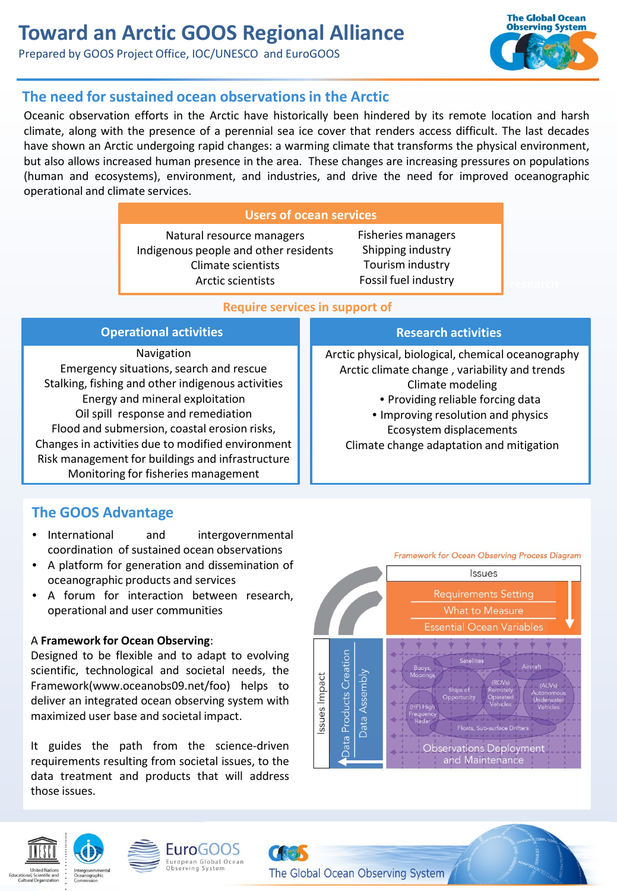# Toward an Arctic GOOS Regional Alliance

Prepared by GOOS Project Office, IOC/UNESCO and EuroGOOS

## The need for sustained ocean observations in the Arctic

Oceanic observation efforts in the Arctic have historically been hindered by its remote location and harsh climate, along with the presence of a perennial sea ice cover that renders access difficult. The last decades have shown an Arctic undergoing rapid changes: a warming climate that transforms the physical environment, but also allows increased human presence in the area. These changes are increasing pressures on populations (human and ecosystems), environment, and industries, and drive the need for improved oceanographic operational and climate services.

### Users of ocean services

| | |
|---|---|
| Natural resource managers | Fisheries managers |
| Indigenous people and other residents | Shipping industry |
| Climate scientists | Tourism industry |
| Arctic scientists | Fossil fuel industry |

**Require services in support of**

### Operational activities

Navigation
Emergency situations, search and rescue
Stalking, fishing and other indigenous activities
Energy and mineral exploitation
Oil spill response and remediation
Flood and submersion, coastal erosion risks,
Changes in activities due to modified environment
Risk management for buildings and infrastructure
Monitoring for fisheries management

### Research activities

Arctic physical, biological, chemical oceanography
Arctic climate change , variability and trends
Climate modeling
- Providing reliable forcing data
- Improving resolution and physics

Ecosystem displacements
Climate change adaptation and mitigation

## The GOOS Advantage

- International and intergovernmental coordination of sustained ocean observations
- A platform for generation and dissemination of oceanographic products and services
- A forum for interaction between research, operational and user communities

A **Framework for Ocean Observing**:
Designed to be flexible and to adapt to evolving scientific, technological and societal needs, the Framework(www.oceanobs09.net/foo) helps to deliver an integrated ocean observing system with maximized user base and societal impact.

It guides the path from the science-driven requirements resulting from societal issues, to the data treatment and products that will address those issues.

*Framework for Ocean Observing Process Diagram*

Issues
Requirements Setting
What to Measure
Essential Ocean Variables
Satellites, Aircraft, Buoys, Moorings, Ships of Opportunity, (ROVs) Remotely Operated Vehicles, (AUVs) Autonomous Underwater Vehicles, (HF) High Frequency Radar, Floats, Sub-surface Drifters
Observations Deployment and Maintenance
Data Assembly
Data Products Creation
Issues Impact

EuroGOOS European Global Ocean Observing System
The Global Ocean Observing System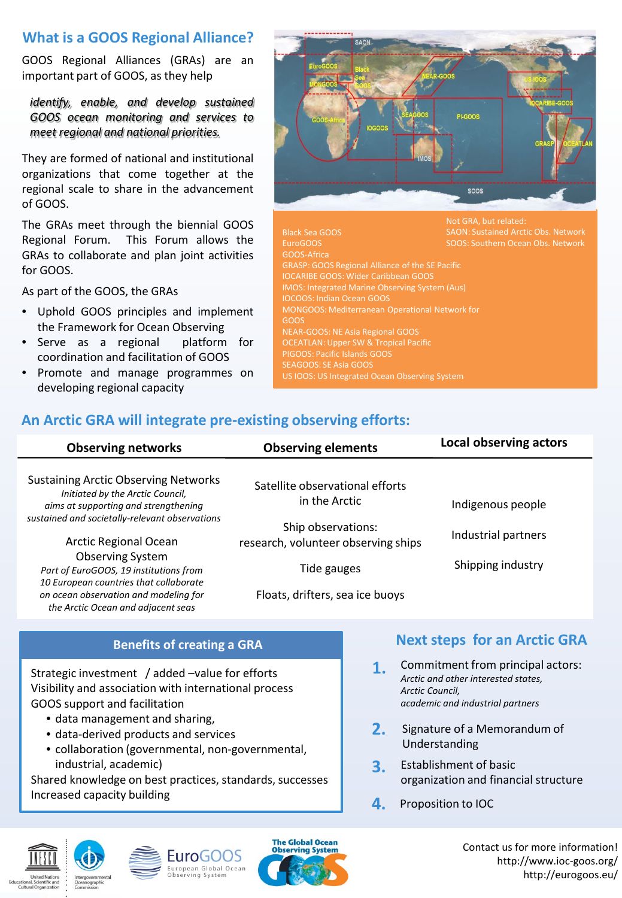## What is a GOOS Regional Alliance?

GOOS Regional Alliances (GRAs) are an important part of GOOS, as they help

*identify, enable, and develop sustained GOOS ocean monitoring and services to meet regional and national priorities.*

They are formed of national and institutional organizations that come together at the regional scale to share in the advancement of GOOS.

The GRAs meet through the biennial GOOS Regional Forum. This Forum allows the GRAs to collaborate and plan joint activities for GOOS.

As part of the GOOS, the GRAs

- Uphold GOOS principles and implement the Framework for Ocean Observing
- Serve as a regional platform for coordination and facilitation of GOOS
- Promote and manage programmes on developing regional capacity

SAON
EuroGOOS
Black Sea GOOS
MONGOOS
NEAR-GOOS
US IOOS
IOCARIBE-GOOS
GOOS-Africa
SEAGOOS
PI-GOOS
IOGOOS
IMOS
GRASP
OCEATLAN
SOOS

Black Sea GOOS
EuroGOOS
GOOS-Africa
GRASP: GOOS Regional Alliance of the SE Pacific
IOCARIBE GOOS: Wider Caribbean GOOS
IMOS: Integrated Marine Observing System (Aus)
IOCOOS: Indian Ocean GOOS
MONGOOS: Mediterranean Operational Network for GOOS
NEAR-GOOS: NE Asia Regional GOOS
OCEATLAN: Upper SW & Tropical Pacific
PIGOOS: Pacific Islands GOOS
SEAGOOS: SE Asia GOOS
US IOOS: US Integrated Ocean Observing System

Not GRA, but related:
SAON: Sustained Arctic Obs. Network
SOOS: Southern Ocean Obs. Network

## An Arctic GRA will integrate pre-existing observing efforts:

| Observing networks | Observing elements | Local observing actors |
|---|---|---|
| Sustaining Arctic Observing Networks *Initiated by the Arctic Council, aims at supporting and strengthening sustained and societally-relevant observations* | Satellite observational efforts in the Arctic | Indigenous people |
| Arctic Regional Ocean Observing System *Part of EuroGOOS, 19 institutions from 10 European countries that collaborate on ocean observation and modeling for the Arctic Ocean and adjacent seas* | Ship observations: research, volunteer observing ships | Industrial partners |
| | Tide gauges | Shipping industry |
| | Floats, drifters, sea ice buoys | |

### Benefits of creating a GRA

Strategic investment / added –value for efforts
Visibility and association with international process
GOOS support and facilitation
- data management and sharing,
- data-derived products and services
- collaboration (governmental, non-governmental, industrial, academic)

Shared knowledge on best practices, standards, successes
Increased capacity building

## Next steps for an Arctic GRA

1. Commitment from principal actors:
   *Arctic and other interested states,*
   *Arctic Council,*
   *academic and industrial partners*
2. Signature of a Memorandum of Understanding
3. Establishment of basic organization and financial structure
4. Proposition to IOC

United Nations Educational, Scientific and Cultural Organization
Intergovernmental Oceanographic Commission
EuroGOOS European Global Ocean Observing System
The Global Ocean Observing System

Contact us for more information!
http://www.ioc-goos.org/
http://eurogoos.eu/